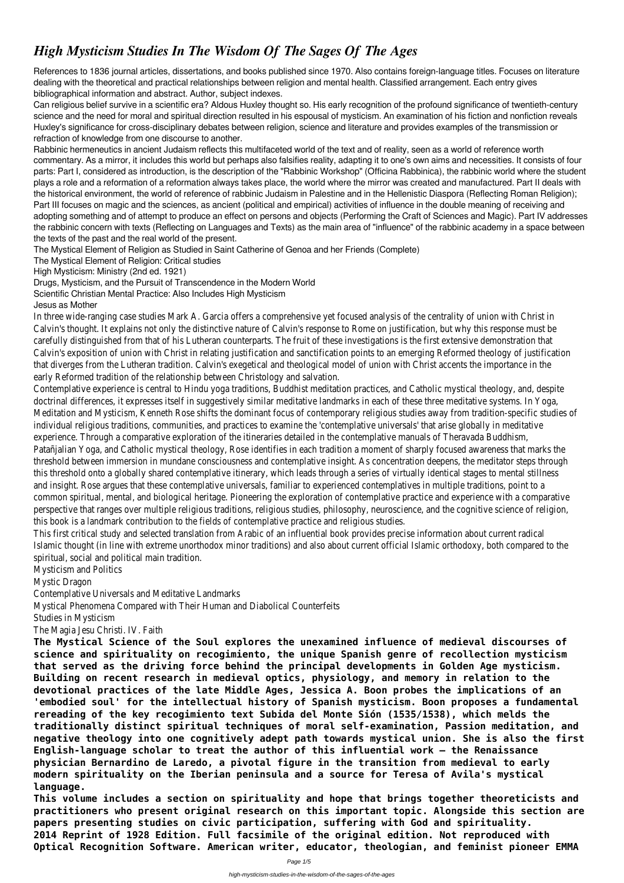# *High Mysticism Studies In The Wisdom Of The Sages Of The Ages*

References to 1836 journal articles, dissertations, and books published since 1970. Also contains foreign-language titles. Focuses on literature dealing with the theoretical and practical relationships between religion and mental health. Classified arrangement. Each entry gives bibliographical information and abstract. Author, subject indexes.

Can religious belief survive in a scientific era? Aldous Huxley thought so. His early recognition of the profound significance of twentieth-century science and the need for moral and spiritual direction resulted in his espousal of mysticism. An examination of his fiction and nonfiction reveals Huxley's significance for cross-disciplinary debates between religion, science and literature and provides examples of the transmission or refraction of knowledge from one discourse to another.

Rabbinic hermeneutics in ancient Judaism reflects this multifaceted world of the text and of reality, seen as a world of reference worth commentary. As a mirror, it includes this world but perhaps also falsifies reality, adapting it to one's own aims and necessities. It consists of four parts: Part I, considered as introduction, is the description of the "Rabbinic Workshop" (Officina Rabbinica), the rabbinic world where the student plays a role and a reformation of a reformation always takes place, the world where the mirror was created and manufactured. Part II deals with the historical environment, the world of reference of rabbinic Judaism in Palestine and in the Hellenistic Diaspora (Reflecting Roman Religion); Part III focuses on magic and the sciences, as ancient (political and empirical) activities of influence in the double meaning of receiving and adopting something and of attempt to produce an effect on persons and objects (Performing the Craft of Sciences and Magic). Part IV addresses the rabbinic concern with texts (Reflecting on Languages and Texts) as the main area of "influence" of the rabbinic academy in a space between the texts of the past and the real world of the present.

The Mystical Element of Religion as Studied in Saint Catherine of Genoa and her Friends (Complete)

The Mystical Element of Religion: Critical studies

High Mysticism: Ministry (2nd ed. 1921)

Drugs, Mysticism, and the Pursuit of Transcendence in the Modern World

Scientific Christian Mental Practice: Also Includes High Mysticism

Jesus as Mother

In three wide-ranging case studies Mark A. Garcia offers a comprehensive yet focused analysis of the centrality of union with Christ in Calvin's thought. It explains not only the distinctive nature of Calvin's response to Rome on justification, but why this response must be carefully distinguished from that of his Lutheran counterparts. The fruit of these investigations is the first extensive demonstration that Calvin's exposition of union with Christ in relating justification and sanctification points to an emerging Reformed theology of justification that diverges from the Lutheran tradition. Calvin's exegetical and theological model of union with Christ accents the importance in the early Reformed tradition of the relationship between Christology and salvation.

Contemplative experience is central to Hindu yoga traditions, Buddhist meditation practices, and Catholic mystical theology, and, despite doctrinal differences, it expresses itself in suggestively similar meditative landmarks in each of these three meditative systems. In Yoga, Meditation and Mysticism, Kenneth Rose shifts the dominant focus of contemporary religious studies away from tradition-specific studies of individual religious traditions, communities, and practices to examine the 'contemplative universals' that arise globally in meditative experience. Through a comparative exploration of the itineraries detailed in the contemplative manuals of Theravada Buddhism, Patañjalian Yoga, and Catholic mystical theology, Rose identifies in each tradition a moment of sharply focused awareness that marks the threshold between immersion in mundane consciousness and contemplative insight. As concentration deepens, the meditator steps through this threshold onto a globally shared contemplative itinerary, which leads through a series of virtually identical stages to mental stillness and insight. Rose argues that these contemplative universals, familiar to experienced contemplatives in multiple traditions, point to a common spiritual, mental, and biological heritage. Pioneering the exploration of contemplative practice and experience with a comparative perspective that ranges over multiple religious traditions, religious studies, philosophy, neuroscience, and the cognitive science of religion, this book is a landmark contribution to the fields of contemplative practice and religious studies.

This first critical study and selected translation from Arabic of an influential book provides precise information about current radical Islamic thought (in line with extreme unorthodox minor traditions) and also about current official Islamic orthodoxy, both compared to the spiritual, social and political main tradition.

Mysticism and Politics

Mystic Dragon

Contemplative Universals and Meditative Landmarks

Mystical Phenomena Compared with Their Human and Diabolical Counterfeits

Studies in Mysticism

The Magia Jesu Christi. IV. Faith

**The Mystical Science of the Soul explores the unexamined influence of medieval discourses of science and spirituality on recogimiento, the unique Spanish genre of recollection mysticism that served as the driving force behind the principal developments in Golden Age mysticism. Building on recent research in medieval optics, physiology, and memory in relation to the devotional practices of the late Middle Ages, Jessica A. Boon probes the implications of an 'embodied soul' for the intellectual history of Spanish mysticism. Boon proposes a fundamental rereading of the key recogimiento text Subida del Monte Sión (1535/1538), which melds the traditionally distinct spiritual techniques of moral self-examination, Passion meditation, and negative theology into one cognitively adept path towards mystical union. She is also the first English-language scholar to treat the author of this influential work – the Renaissance physician Bernardino de Laredo, a pivotal figure in the transition from medieval to early modern spirituality on the Iberian peninsula and a source for Teresa of Avila's mystical language.**

**This volume includes a section on spirituality and hope that brings together theoreticists and practitioners who present original research on this important topic. Alongside this section are papers presenting studies on civic participation, suffering with God and spirituality.**

**2014 Reprint of 1928 Edition. Full facsimile of the original edition. Not reproduced with Optical Recognition Software. American writer, educator, theologian, and feminist pioneer EMMA**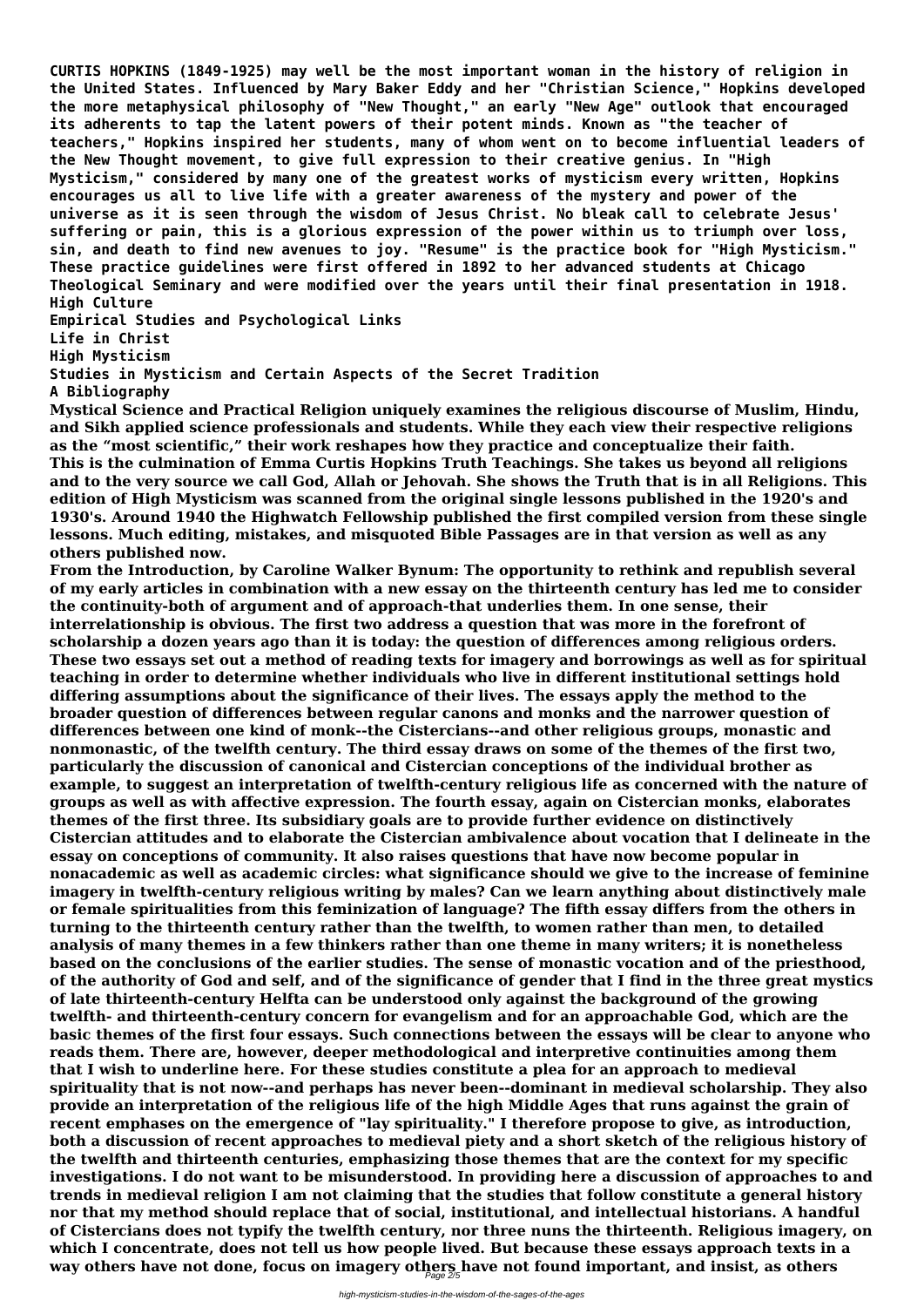**CURTIS HOPKINS (1849-1925) may well be the most important woman in the history of religion in the United States. Influenced by Mary Baker Eddy and her "Christian Science," Hopkins developed the more metaphysical philosophy of "New Thought," an early "New Age" outlook that encouraged its adherents to tap the latent powers of their potent minds. Known as "the teacher of teachers," Hopkins inspired her students, many of whom went on to become influential leaders of the New Thought movement, to give full expression to their creative genius. In "High Mysticism," considered by many one of the greatest works of mysticism every written, Hopkins encourages us all to live life with a greater awareness of the mystery and power of the universe as it is seen through the wisdom of Jesus Christ. No bleak call to celebrate Jesus' suffering or pain, this is a glorious expression of the power within us to triumph over loss, sin, and death to find new avenues to joy. "Resume" is the practice book for "High Mysticism." These practice guidelines were first offered in 1892 to her advanced students at Chicago Theological Seminary and were modified over the years until their final presentation in 1918.**

**High Culture**

**Empirical Studies and Psychological Links**

**Life in Christ**

**High Mysticism**

**Studies in Mysticism and Certain Aspects of the Secret Tradition**

**A Bibliography**

**Mystical Science and Practical Religion uniquely examines the religious discourse of Muslim, Hindu, and Sikh applied science professionals and students. While they each view their respective religions as the "most scientific," their work reshapes how they practice and conceptualize their faith.**

**This is the culmination of Emma Curtis Hopkins Truth Teachings. She takes us beyond all religions and to the very source we call God, Allah or Jehovah. She shows the Truth that is in all Religions. This edition of High Mysticism was scanned from the original single lessons published in the 1920's and 1930's. Around 1940 the Highwatch Fellowship published the first compiled version from these single lessons. Much editing, mistakes, and misquoted Bible Passages are in that version as well as any others published now.**

**From the Introduction, by Caroline Walker Bynum: The opportunity to rethink and republish several of my early articles in combination with a new essay on the thirteenth century has led me to consider the continuity-both of argument and of approach-that underlies them. In one sense, their interrelationship is obvious. The first two address a question that was more in the forefront of scholarship a dozen years ago than it is today: the question of differences among religious orders. These two essays set out a method of reading texts for imagery and borrowings as well as for spiritual teaching in order to determine whether individuals who live in different institutional settings hold differing assumptions about the significance of their lives. The essays apply the method to the broader question of differences between regular canons and monks and the narrower question of differences between one kind of monk--the Cistercians--and other religious groups, monastic and nonmonastic, of the twelfth century. The third essay draws on some of the themes of the first two, particularly the discussion of canonical and Cistercian conceptions of the individual brother as example, to suggest an interpretation of twelfth-century religious life as concerned with the nature of groups as well as with affective expression. The fourth essay, again on Cistercian monks, elaborates themes of the first three. Its subsidiary goals are to provide further evidence on distinctively Cistercian attitudes and to elaborate the Cistercian ambivalence about vocation that I delineate in the essay on conceptions of community. It also raises questions that have now become popular in nonacademic as well as academic circles: what significance should we give to the increase of feminine imagery in twelfth-century religious writing by males? Can we learn anything about distinctively male or female spiritualities from this feminization of language? The fifth essay differs from the others in turning to the thirteenth century rather than the twelfth, to women rather than men, to detailed analysis of many themes in a few thinkers rather than one theme in many writers; it is nonetheless based on the conclusions of the earlier studies. The sense of monastic vocation and of the priesthood, of the authority of God and self, and of the significance of gender that I find in the three great mystics of late thirteenth-century Helfta can be understood only against the background of the growing twelfth- and thirteenth-century concern for evangelism and for an approachable God, which are the basic themes of the first four essays. Such connections between the essays will be clear to anyone who reads them. There are, however, deeper methodological and interpretive continuities among them that I wish to underline here. For these studies constitute a plea for an approach to medieval spirituality that is not now--and perhaps has never been--dominant in medieval scholarship. They also provide an interpretation of the religious life of the high Middle Ages that runs against the grain of recent emphases on the emergence of "lay spirituality." I therefore propose to give, as introduction, both a discussion of recent approaches to medieval piety and a short sketch of the religious history of the twelfth and thirteenth centuries, emphasizing those themes that are the context for my specific investigations. I do not want to be misunderstood. In providing here a discussion of approaches to and trends in medieval religion I am not claiming that the studies that follow constitute a general history nor that my method should replace that of social, institutional, and intellectual historians. A handful of Cistercians does not typify the twelfth century, nor three nuns the thirteenth. Religious imagery, on which I concentrate, does not tell us how people lived. But because these essays approach texts in a way others have not done, focus on imagery others have not found important, and insist, as others**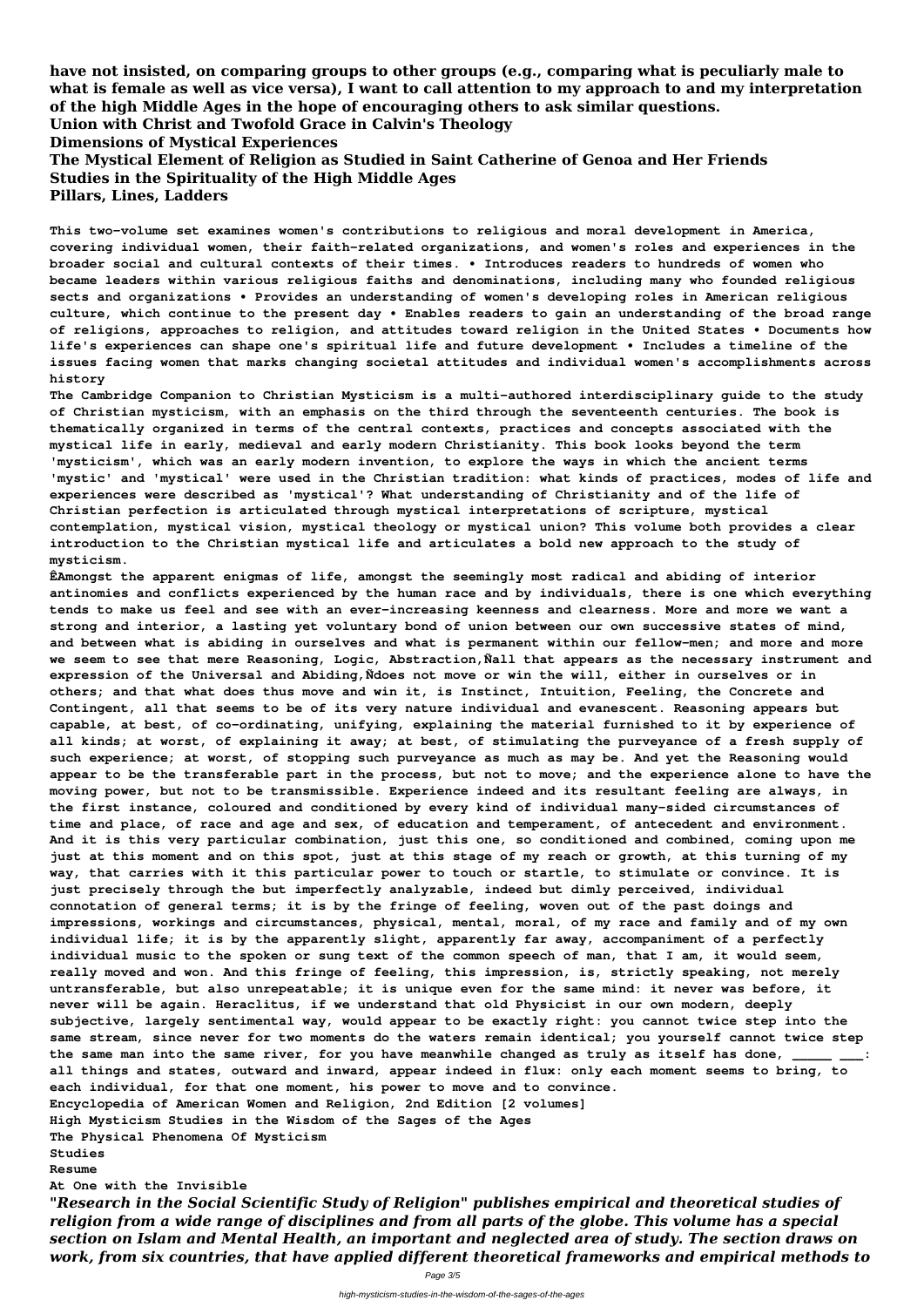**have not insisted, on comparing groups to other groups (e.g., comparing what is peculiarly male to what is female as well as vice versa), I want to call attention to my approach to and my interpretation of the high Middle Ages in the hope of encouraging others to ask similar questions.**

**Union with Christ and Twofold Grace in Calvin's Theology**

**Dimensions of Mystical Experiences**

**The Mystical Element of Religion as Studied in Saint Catherine of Genoa and Her Friends**

**Studies in the Spirituality of the High Middle Ages**

**Pillars, Lines, Ladders**

**This two-volume set examines women's contributions to religious and moral development in America, covering individual women, their faith-related organizations, and women's roles and experiences in the broader social and cultural contexts of their times. • Introduces readers to hundreds of women who became leaders within various religious faiths and denominations, including many who founded religious sects and organizations • Provides an understanding of women's developing roles in American religious culture, which continue to the present day • Enables readers to gain an understanding of the broad range of religions, approaches to religion, and attitudes toward religion in the United States • Documents how life's experiences can shape one's spiritual life and future development • Includes a timeline of the issues facing women that marks changing societal attitudes and individual women's accomplishments across history**

**The Cambridge Companion to Christian Mysticism is a multi-authored interdisciplinary guide to the study of Christian mysticism, with an emphasis on the third through the seventeenth centuries. The book is thematically organized in terms of the central contexts, practices and concepts associated with the mystical life in early, medieval and early modern Christianity. This book looks beyond the term 'mysticism', which was an early modern invention, to explore the ways in which the ancient terms 'mystic' and 'mystical' were used in the Christian tradition: what kinds of practices, modes of life and experiences were described as 'mystical'? What understanding of Christianity and of the life of Christian perfection is articulated through mystical interpretations of scripture, mystical contemplation, mystical vision, mystical theology or mystical union? This volume both provides a clear introduction to the Christian mystical life and articulates a bold new approach to the study of mysticism.**

**ÊAmongst the apparent enigmas of life, amongst the seemingly most radical and abiding of interior antinomies and conflicts experienced by the human race and by individuals, there is one which everything tends to make us feel and see with an ever-increasing keenness and clearness. More and more we want a strong and interior, a lasting yet voluntary bond of union between our own successive states of mind, and between what is abiding in ourselves and what is permanent within our fellow-men; and more and more we seem to see that mere Reasoning, Logic, Abstraction,Ñall that appears as the necessary instrument and expression of the Universal and Abiding,Ñdoes not move or win the will, either in ourselves or in others; and that what does thus move and win it, is Instinct, Intuition, Feeling, the Concrete and Contingent, all that seems to be of its very nature individual and evanescent. Reasoning appears but capable, at best, of co-ordinating, unifying, explaining the material furnished to it by experience of all kinds; at worst, of explaining it away; at best, of stimulating the purveyance of a fresh supply of such experience; at worst, of stopping such purveyance as much as may be. And yet the Reasoning would appear to be the transferable part in the process, but not to move; and the experience alone to have the moving power, but not to be transmissible. Experience indeed and its resultant feeling are always, in the first instance, coloured and conditioned by every kind of individual many-sided circumstances of time and place, of race and age and sex, of education and temperament, of antecedent and environment. And it is this very particular combination, just this one, so conditioned and combined, coming upon me just at this moment and on this spot, just at this stage of my reach or growth, at this turning of my way, that carries with it this particular power to touch or startle, to stimulate or convince. It is just precisely through the but imperfectly analyzable, indeed but dimly perceived, individual connotation of general terms; it is by the fringe of feeling, woven out of the past doings and impressions, workings and circumstances, physical, mental, moral, of my race and family and of my own individual life; it is by the apparently slight, apparently far away, accompaniment of a perfectly individual music to the spoken or sung text of the common speech of man, that I am, it would seem, really moved and won. And this fringe of feeling, this impression, is, strictly speaking, not merely untransferable, but also unrepeatable; it is unique even for the same mind: it never was before, it never will be again. Heraclitus, if we understand that old Physicist in our own modern, deeply subjective, largely sentimental way, would appear to be exactly right: you cannot twice step into the same stream, since never for two moments do the waters remain identical; you yourself cannot twice step the same man into the same river, for you have meanwhile changed as truly as itself has done, _____ ___: all things and states, outward and inward, appear indeed in flux: only each moment seems to bring, to each individual, for that one moment, his power to move and to convince.**

**Encyclopedia of American Women and Religion, 2nd Edition [2 volumes]**

**High Mysticism Studies in the Wisdom of the Sages of the Ages**

**The Physical Phenomena Of Mysticism**

**Studies**

**Resume**

**At One with the Invisible**

***"Research in the Social Scientific Study of Religion" publishes empirical and theoretical studies of religion from a wide range of disciplines and from all parts of the globe. This volume has a special section on Islam and Mental Health, an important and neglected area of study. The section draws on work, from six countries, that have applied different theoretical frameworks and empirical methods to***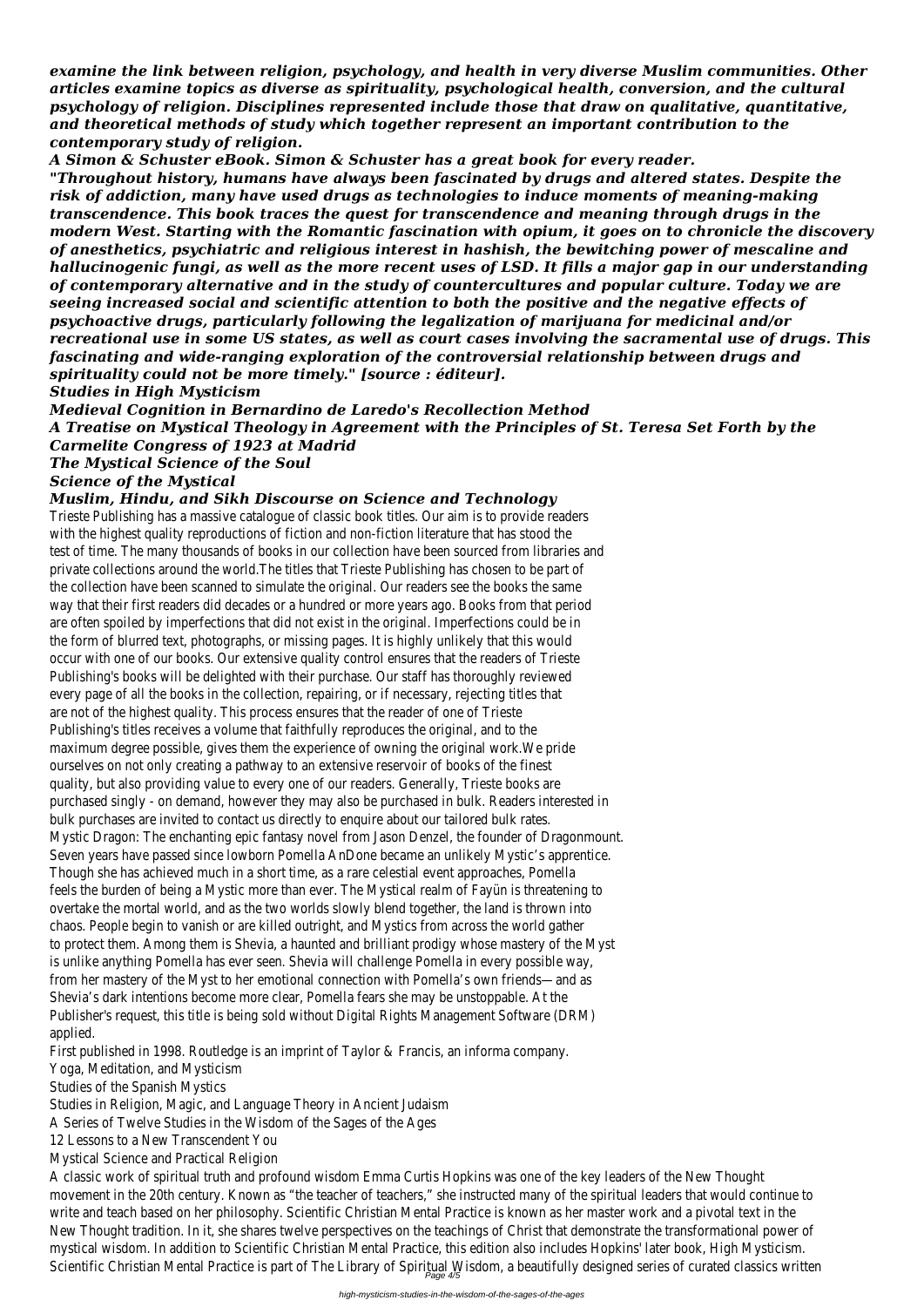*examine the link between religion, psychology, and health in very diverse Muslim communities. Other articles examine topics as diverse as spirituality, psychological health, conversion, and the cultural psychology of religion. Disciplines represented include those that draw on qualitative, quantitative, and theoretical methods of study which together represent an important contribution to the contemporary study of religion.*

*A Simon & Schuster eBook. Simon & Schuster has a great book for every reader.*

*"Throughout history, humans have always been fascinated by drugs and altered states. Despite the risk of addiction, many have used drugs as technologies to induce moments of meaning-making transcendence. This book traces the quest for transcendence and meaning through drugs in the modern West. Starting with the Romantic fascination with opium, it goes on to chronicle the discovery of anesthetics, psychiatric and religious interest in hashish, the bewitching power of mescaline and hallucinogenic fungi, as well as the more recent uses of LSD. It fills a major gap in our understanding of contemporary alternative and in the study of countercultures and popular culture. Today we are seeing increased social and scientific attention to both the positive and the negative effects of psychoactive drugs, particularly following the legalization of marijuana for medicinal and/or recreational use in some US states, as well as court cases involving the sacramental use of drugs. This fascinating and wide-ranging exploration of the controversial relationship between drugs and spirituality could not be more timely." [source : éditeur].*

***Studies in High Mysticism***

***Medieval Cognition in Bernardino de Laredo's Recollection Method***

***A Treatise on Mystical Theology in Agreement with the Principles of St. Teresa Set Forth by the Carmelite Congress of 1923 at Madrid***

***The Mystical Science of the Soul***

***Science of the Mystical***

***Muslim, Hindu, and Sikh Discourse on Science and Technology***

Trieste Publishing has a massive catalogue of classic book titles. Our aim is to provide readers with the highest quality reproductions of fiction and non-fiction literature that has stood the test of time. The many thousands of books in our collection have been sourced from libraries and private collections around the world.The titles that Trieste Publishing has chosen to be part of the collection have been scanned to simulate the original. Our readers see the books the same way that their first readers did decades or a hundred or more years ago. Books from that period are often spoiled by imperfections that did not exist in the original. Imperfections could be in the form of blurred text, photographs, or missing pages. It is highly unlikely that this would occur with one of our books. Our extensive quality control ensures that the readers of Trieste Publishing's books will be delighted with their purchase. Our staff has thoroughly reviewed every page of all the books in the collection, repairing, or if necessary, rejecting titles that are not of the highest quality. This process ensures that the reader of one of Trieste Publishing's titles receives a volume that faithfully reproduces the original, and to the maximum degree possible, gives them the experience of owning the original work.We pride ourselves on not only creating a pathway to an extensive reservoir of books of the finest quality, but also providing value to every one of our readers. Generally, Trieste books are purchased singly - on demand, however they may also be purchased in bulk. Readers interested in bulk purchases are invited to contact us directly to enquire about our tailored bulk rates.

Mystic Dragon: The enchanting epic fantasy novel from Jason Denzel, the founder of Dragonmount. Seven years have passed since lowborn Pomella AnDone became an unlikely Mystic's apprentice. Though she has achieved much in a short time, as a rare celestial event approaches, Pomella feels the burden of being a Mystic more than ever. The Mystical realm of Fayün is threatening to overtake the mortal world, and as the two worlds slowly blend together, the land is thrown into chaos. People begin to vanish or are killed outright, and Mystics from across the world gather to protect them. Among them is Shevia, a haunted and brilliant prodigy whose mastery of the Myst is unlike anything Pomella has ever seen. Shevia will challenge Pomella in every possible way, from her mastery of the Myst to her emotional connection with Pomella's own friends—and as Shevia's dark intentions become more clear, Pomella fears she may be unstoppable. At the Publisher's request, this title is being sold without Digital Rights Management Software (DRM) applied.

First published in 1998. Routledge is an imprint of Taylor & Francis, an informa company.

Yoga, Meditation, and Mysticism

Studies of the Spanish Mystics

Studies in Religion, Magic, and Language Theory in Ancient Judaism

A Series of Twelve Studies in the Wisdom of the Sages of the Ages

12 Lessons to a New Transcendent You

Mystical Science and Practical Religion

A classic work of spiritual truth and profound wisdom Emma Curtis Hopkins was one of the key leaders of the New Thought movement in the 20th century. Known as "the teacher of teachers," she instructed many of the spiritual leaders that would continue to write and teach based on her philosophy. Scientific Christian Mental Practice is known as her master work and a pivotal text in the New Thought tradition. In it, she shares twelve perspectives on the teachings of Christ that demonstrate the transformational power of mystical wisdom. In addition to Scientific Christian Mental Practice, this edition also includes Hopkins' later book, High Mysticism. Scientific Christian Mental Practice is part of The Library of Spiritual Wisdom, a beautifully designed series of curated classics written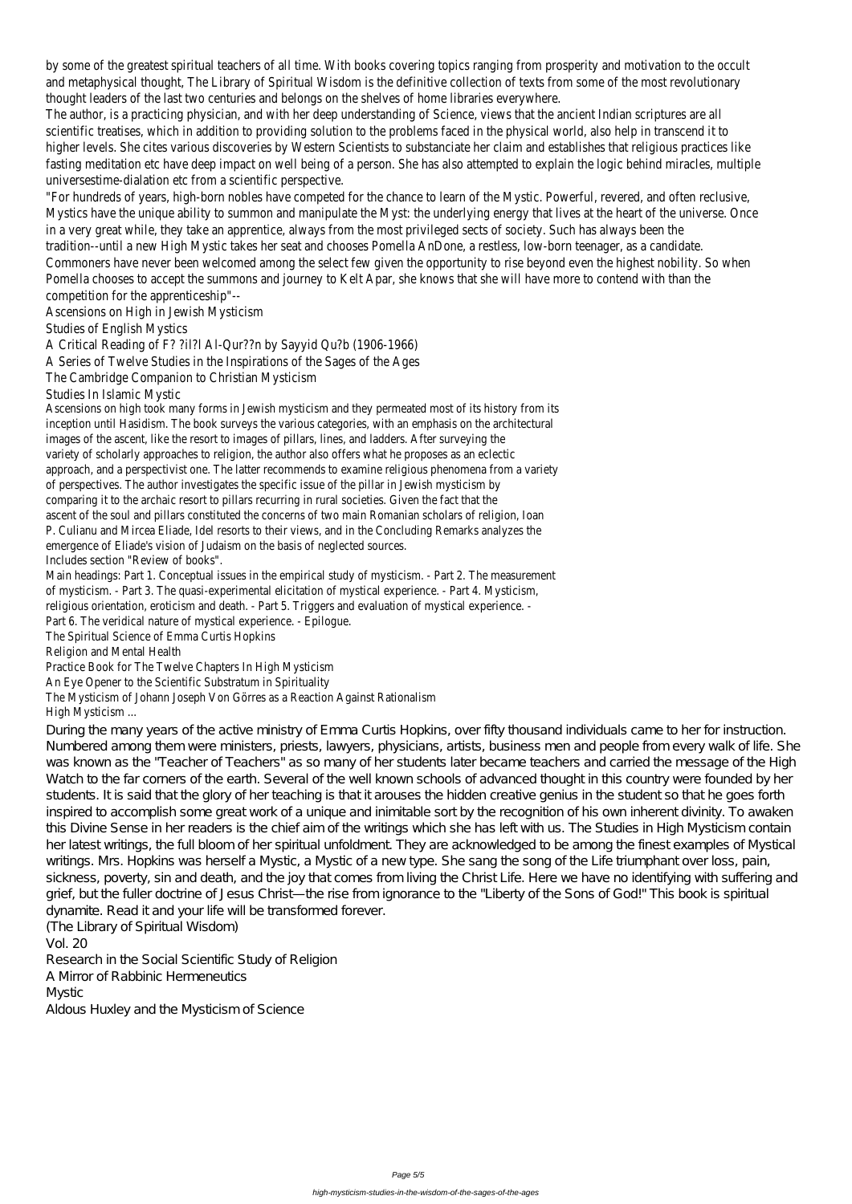by some of the greatest spiritual teachers of all time. With books covering topics ranging from prosperity and motivation to the occult and metaphysical thought, The Library of Spiritual Wisdom is the definitive collection of texts from some of the most revolutionary thought leaders of the last two centuries and belongs on the shelves of home libraries everywhere.

The author, is a practicing physician, and with her deep understanding of Science, views that the ancient Indian scriptures are all scientific treatises, which in addition to providing solution to the problems faced in the physical world, also help in transcend it to higher levels. She cites various discoveries by Western Scientists to substanciate her claim and establishes that religious practices like fasting meditation etc have deep impact on well being of a person. She has also attempted to explain the logic behind miracles, multiple universestime-dialation etc from a scientific perspective.

"For hundreds of years, high-born nobles have competed for the chance to learn of the Mystic. Powerful, revered, and often reclusive, Mystics have the unique ability to summon and manipulate the Myst: the underlying energy that lives at the heart of the universe. Once in a very great while, they take an apprentice, always from the most privileged sects of society. Such has always been the tradition--until a new High Mystic takes her seat and chooses Pomella AnDone, a restless, low-born teenager, as a candidate. Commoners have never been welcomed among the select few given the opportunity to rise beyond even the highest nobility. So when Pomella chooses to accept the summons and journey to Kelt Apar, she knows that she will have more to contend with than the competition for the apprenticeship"--

Ascensions on High in Jewish Mysticism

Studies of English Mystics

A Critical Reading of F? ?il?l Al-Qur??n by Sayyid Qu?b (1906-1966)

A Series of Twelve Studies in the Inspirations of the Sages of the Ages

The Cambridge Companion to Christian Mysticism

Studies In Islamic Mystic

Ascensions on high took many forms in Jewish mysticism and they permeated most of its history from its inception until Hasidism. The book surveys the various categories, with an emphasis on the architectural images of the ascent, like the resort to images of pillars, lines, and ladders. After surveying the variety of scholarly approaches to religion, the author also offers what he proposes as an eclectic approach, and a perspectivist one. The latter recommends to examine religious phenomena from a variety of perspectives. The author investigates the specific issue of the pillar in Jewish mysticism by comparing it to the archaic resort to pillars recurring in rural societies. Given the fact that the ascent of the soul and pillars constituted the concerns of two main Romanian scholars of religion, Ioan P. Culianu and Mircea Eliade, Idel resorts to their views, and in the Concluding Remarks analyzes the emergence of Eliade's vision of Judaism on the basis of neglected sources.

Includes section "Review of books".

Main headings: Part 1. Conceptual issues in the empirical study of mysticism. - Part 2. The measurement of mysticism. - Part 3. The quasi-experimental elicitation of mystical experience. - Part 4. Mysticism, religious orientation, eroticism and death. - Part 5. Triggers and evaluation of mystical experience. - Part 6. The veridical nature of mystical experience. - Epilogue.

The Spiritual Science of Emma Curtis Hopkins

Religion and Mental Health

Practice Book for The Twelve Chapters In High Mysticism

An Eye Opener to the Scientific Substratum in Spirituality

The Mysticism of Johann Joseph Von Görres as a Reaction Against Rationalism

High Mysticism ...

During the many years of the active ministry of Emma Curtis Hopkins, over fifty thousand individuals came to her for instruction. Numbered among them were ministers, priests, lawyers, physicians, artists, business men and people from every walk of life. She was known as the "Teacher of Teachers" as so many of her students later became teachers and carried the message of the High Watch to the far corners of the earth. Several of the well known schools of advanced thought in this country were founded by her students. It is said that the glory of her teaching is that it arouses the hidden creative genius in the student so that he goes forth inspired to accomplish some great work of a unique and inimitable sort by the recognition of his own inherent divinity. To awaken this Divine Sense in her readers is the chief aim of the writings which she has left with us. The Studies in High Mysticism contain her latest writings, the full bloom of her spiritual unfoldment. They are acknowledged to be among the finest examples of Mystical writings. Mrs. Hopkins was herself a Mystic, a Mystic of a new type. She sang the song of the Life triumphant over loss, pain, sickness, poverty, sin and death, and the joy that comes from living the Christ Life. Here we have no identifying with suffering and grief, but the fuller doctrine of Jesus Christ—the rise from ignorance to the "Liberty of the Sons of God!" This book is spiritual dynamite. Read it and your life will be transformed forever.

(The Library of Spiritual Wisdom)

Vol. 20

Research in the Social Scientific Study of Religion

A Mirror of Rabbinic Hermeneutics

Mystic

Aldous Huxley and the Mysticism of Science